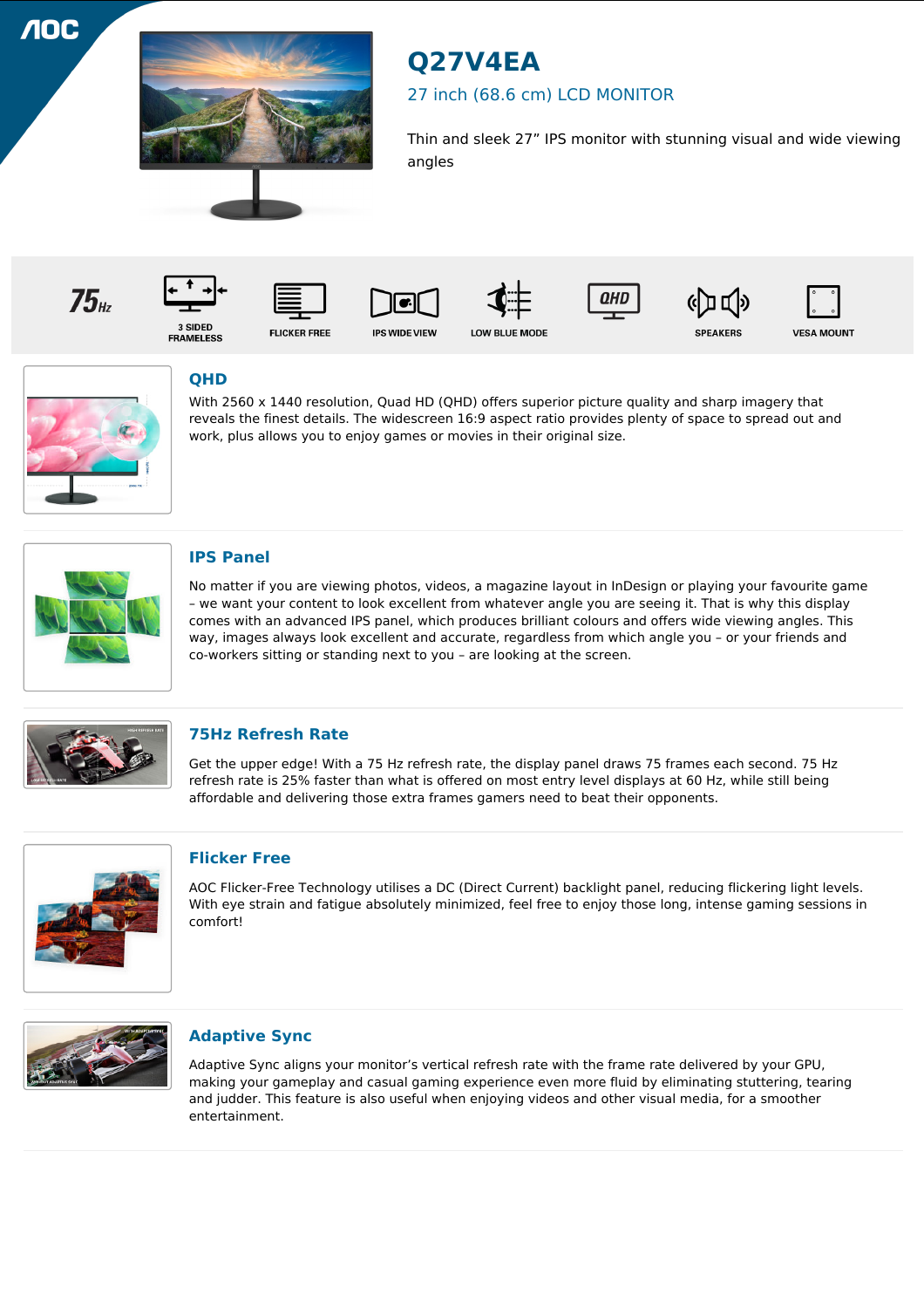# Q27V4EA

## 27 inch (68.6 cm) LCD MONITOR

Thin and sleek 27" IPS monitor with stunning visual and wide viewing angles

75Hz | 3 SIDED FRAMELESS | FLICKER FREE | IPS WIDE VIEW | LOW BLUE MODE | QHD | SPEAKERS | VESA MOUNT

### QHD

With 2560 x 1440 resolution, Quad HD (QHD) offers superior picture quality and sharp imagery that reveals the finest details. The widescreen 16:9 aspect ratio provides plenty of space to spread out and work, plus allows you to enjoy games or movies in their original size.

### IPS Panel

No matter if you are viewing photos, videos, a magazine layout in InDesign or playing your favourite game – we want your content to look excellent from whatever angle you are seeing it. That is why this display comes with an advanced IPS panel, which produces brilliant colours and offers wide viewing angles. This way, images always look excellent and accurate, regardless from which angle you – or your friends and co-workers sitting or standing next to you – are looking at the screen.

### 75Hz Refresh Rate

Get the upper edge! With a 75 Hz refresh rate, the display panel draws 75 frames each second. 75 Hz refresh rate is 25% faster than what is offered on most entry level displays at 60 Hz, while still being affordable and delivering those extra frames gamers need to beat their opponents.

### Flicker Free

AOC Flicker-Free Technology utilises a DC (Direct Current) backlight panel, reducing flickering light levels. With eye strain and fatigue absolutely minimized, feel free to enjoy those long, intense gaming sessions in comfort!

### Adaptive Sync

Adaptive Sync aligns your monitor's vertical refresh rate with the frame rate delivered by your GPU, making your gameplay and casual gaming experience even more fluid by eliminating stuttering, tearing and judder. This feature is also useful when enjoying videos and other visual media, for a smoother entertainment.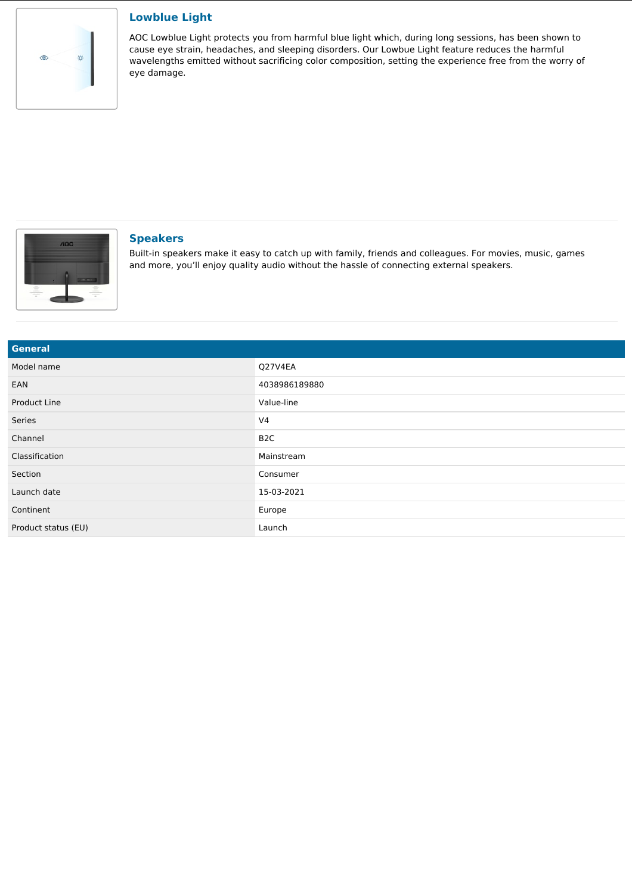### Lowblue Light

AOC Lowblue Light protects you from harmful blue light which, during long sessions, has been shown to cause eye strain, headaches, and sleeping disorders. Our Lowbue Light feature reduces the harmful wavelengths emitted without sacrificing color composition, setting the experience free from the worry of eye damage.

### Speakers

Built-in speakers make it easy to catch up with family, friends and colleagues. For movies, music, games and more, you'll enjoy quality audio without the hassle of connecting external speakers.

| General | |
|---|---|
| Model name | Q27V4EA |
| EAN | 4038986189880 |
| Product Line | Value-line |
| Series | V4 |
| Channel | B2C |
| Classification | Mainstream |
| Section | Consumer |
| Launch date | 15-03-2021 |
| Continent | Europe |
| Product status (EU) | Launch |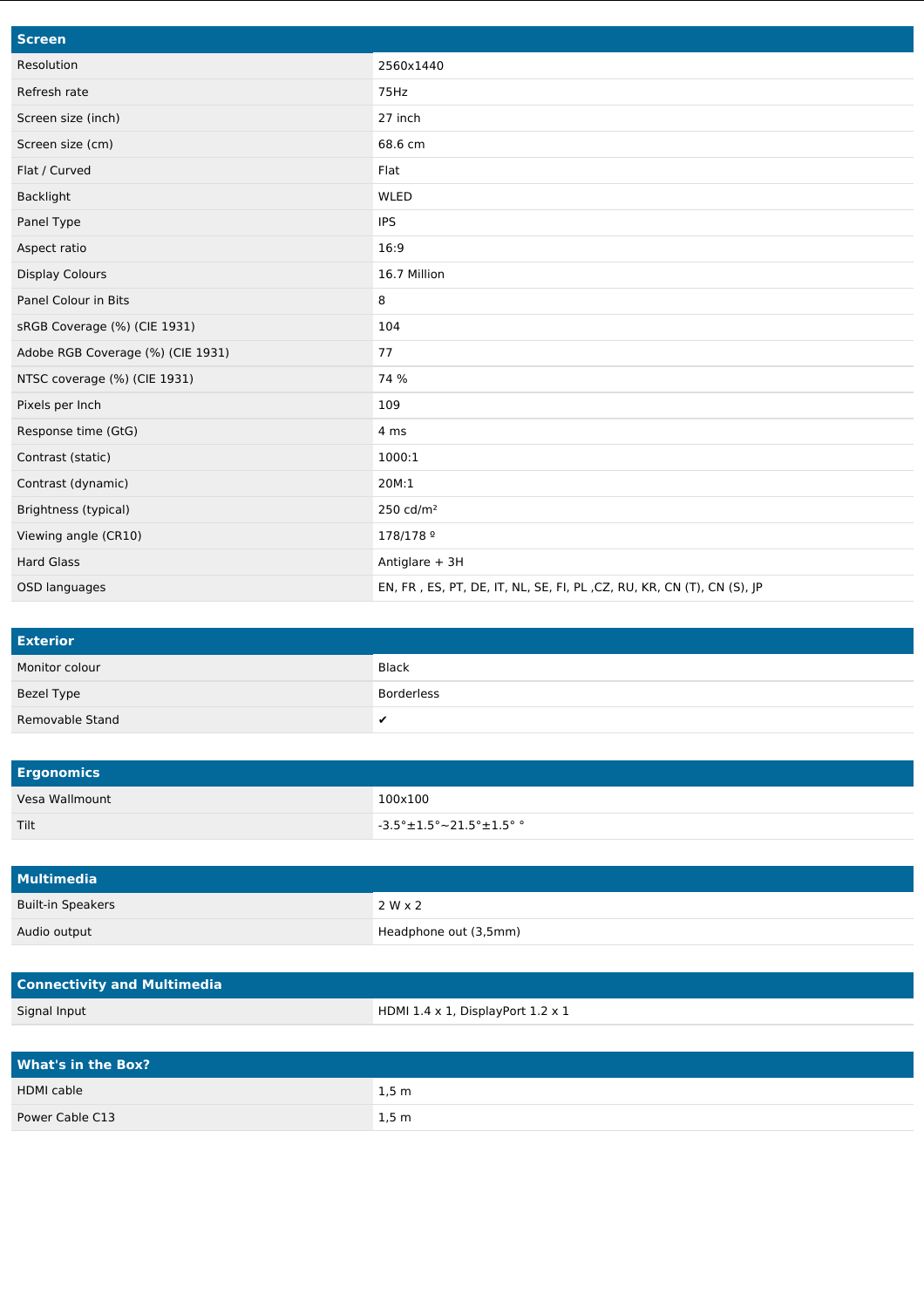| Screen | |
|---|---|
| Resolution | 2560x1440 |
| Refresh rate | 75Hz |
| Screen size (inch) | 27 inch |
| Screen size (cm) | 68.6 cm |
| Flat / Curved | Flat |
| Backlight | WLED |
| Panel Type | IPS |
| Aspect ratio | 16:9 |
| Display Colours | 16.7 Million |
| Panel Colour in Bits | 8 |
| sRGB Coverage (%) (CIE 1931) | 104 |
| Adobe RGB Coverage (%) (CIE 1931) | 77 |
| NTSC coverage (%) (CIE 1931) | 74 % |
| Pixels per Inch | 109 |
| Response time (GtG) | 4 ms |
| Contrast (static) | 1000:1 |
| Contrast (dynamic) | 20M:1 |
| Brightness (typical) | 250 cd/m² |
| Viewing angle (CR10) | 178/178 º |
| Hard Glass | Antiglare + 3H |
| OSD languages | EN, FR , ES, PT, DE, IT, NL, SE, FI, PL ,CZ, RU, KR, CN (T), CN (S), JP |

| Exterior | |
|---|---|
| Monitor colour | Black |
| Bezel Type | Borderless |
| Removable Stand | ✔ |

| Ergonomics | |
|---|---|
| Vesa Wallmount | 100x100 |
| Tilt | -3.5°±1.5°~21.5°±1.5° ° |

| Multimedia | |
|---|---|
| Built-in Speakers | 2 W x 2 |
| Audio output | Headphone out (3,5mm) |

| Connectivity and Multimedia | |
|---|---|
| Signal Input | HDMI 1.4 x 1, DisplayPort 1.2 x 1 |

| What's in the Box? | |
|---|---|
| HDMI cable | 1,5 m |
| Power Cable C13 | 1,5 m |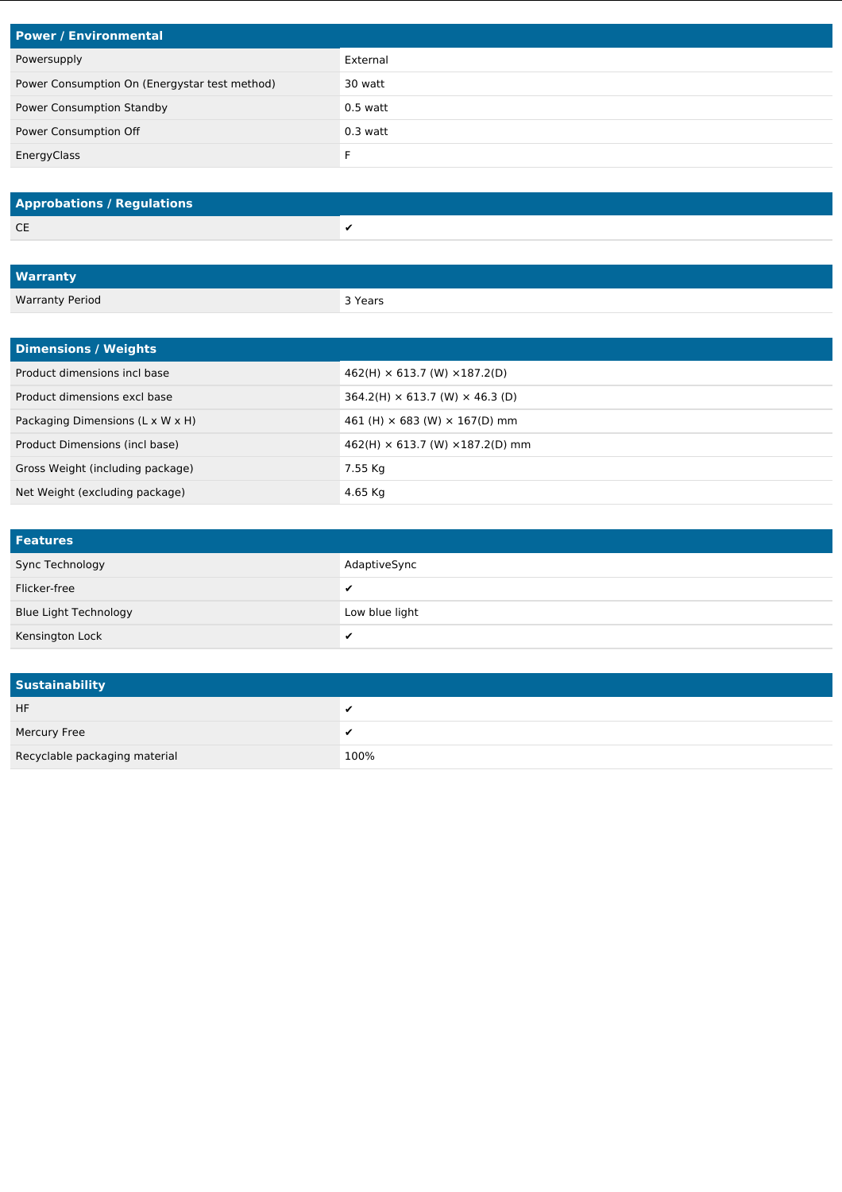| Power / Environmental | |
|---|---|
| Powersupply | External |
| Power Consumption On (Energystar test method) | 30 watt |
| Power Consumption Standby | 0.5 watt |
| Power Consumption Off | 0.3 watt |
| EnergyClass | F |

| Approbations / Regulations | |
|---|---|
| CE | ✔ |

| Warranty | |
|---|---|
| Warranty Period | 3 Years |

| Dimensions / Weights | |
|---|---|
| Product dimensions incl base | 462(H) × 613.7 (W) ×187.2(D) |
| Product dimensions excl base | 364.2(H) × 613.7 (W) × 46.3 (D) |
| Packaging Dimensions (L x W x H) | 461 (H) × 683 (W) × 167(D) mm |
| Product Dimensions (incl base) | 462(H) × 613.7 (W) ×187.2(D) mm |
| Gross Weight (including package) | 7.55 Kg |
| Net Weight (excluding package) | 4.65 Kg |

| Features | |
|---|---|
| Sync Technology | AdaptiveSync |
| Flicker-free | ✔ |
| Blue Light Technology | Low blue light |
| Kensington Lock | ✔ |

| Sustainability | |
|---|---|
| HF | ✔ |
| Mercury Free | ✔ |
| Recyclable packaging material | 100% |